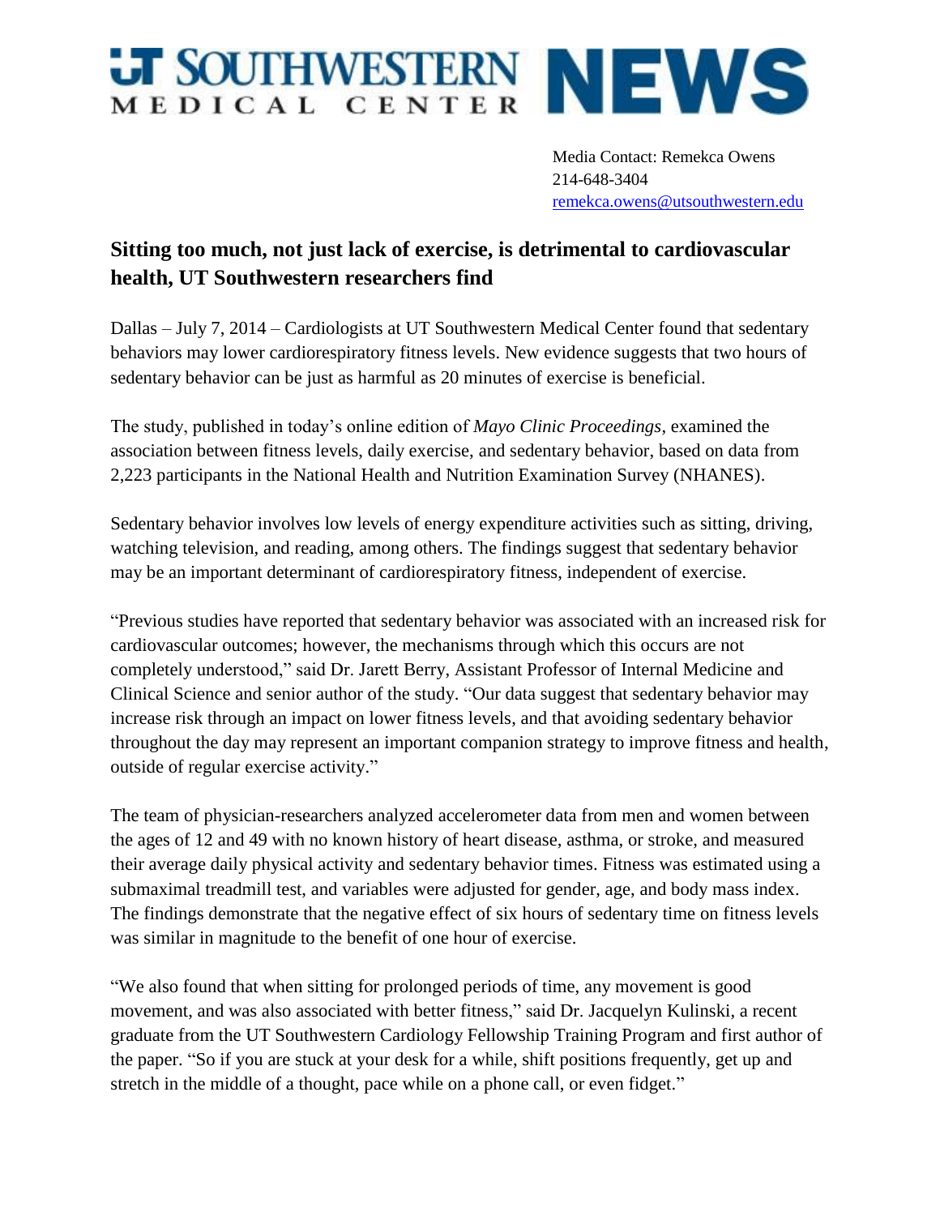UT SOUTHWESTERN MEDICAL CENTER NEWS

Media Contact: Remekca Owens
214-648-3404
remekca.owens@utsouthwestern.edu

## Sitting too much, not just lack of exercise, is detrimental to cardiovascular health, UT Southwestern researchers find

Dallas – July 7, 2014 – Cardiologists at UT Southwestern Medical Center found that sedentary behaviors may lower cardiorespiratory fitness levels. New evidence suggests that two hours of sedentary behavior can be just as harmful as 20 minutes of exercise is beneficial.

The study, published in today's online edition of *Mayo Clinic Proceedings*, examined the association between fitness levels, daily exercise, and sedentary behavior, based on data from 2,223 participants in the National Health and Nutrition Examination Survey (NHANES).

Sedentary behavior involves low levels of energy expenditure activities such as sitting, driving, watching television, and reading, among others. The findings suggest that sedentary behavior may be an important determinant of cardiorespiratory fitness, independent of exercise.

"Previous studies have reported that sedentary behavior was associated with an increased risk for cardiovascular outcomes; however, the mechanisms through which this occurs are not completely understood," said Dr. Jarett Berry, Assistant Professor of Internal Medicine and Clinical Science and senior author of the study. "Our data suggest that sedentary behavior may increase risk through an impact on lower fitness levels, and that avoiding sedentary behavior throughout the day may represent an important companion strategy to improve fitness and health, outside of regular exercise activity."

The team of physician-researchers analyzed accelerometer data from men and women between the ages of 12 and 49 with no known history of heart disease, asthma, or stroke, and measured their average daily physical activity and sedentary behavior times. Fitness was estimated using a submaximal treadmill test, and variables were adjusted for gender, age, and body mass index. The findings demonstrate that the negative effect of six hours of sedentary time on fitness levels was similar in magnitude to the benefit of one hour of exercise.

"We also found that when sitting for prolonged periods of time, any movement is good movement, and was also associated with better fitness," said Dr. Jacquelyn Kulinski, a recent graduate from the UT Southwestern Cardiology Fellowship Training Program and first author of the paper. "So if you are stuck at your desk for a while, shift positions frequently, get up and stretch in the middle of a thought, pace while on a phone call, or even fidget."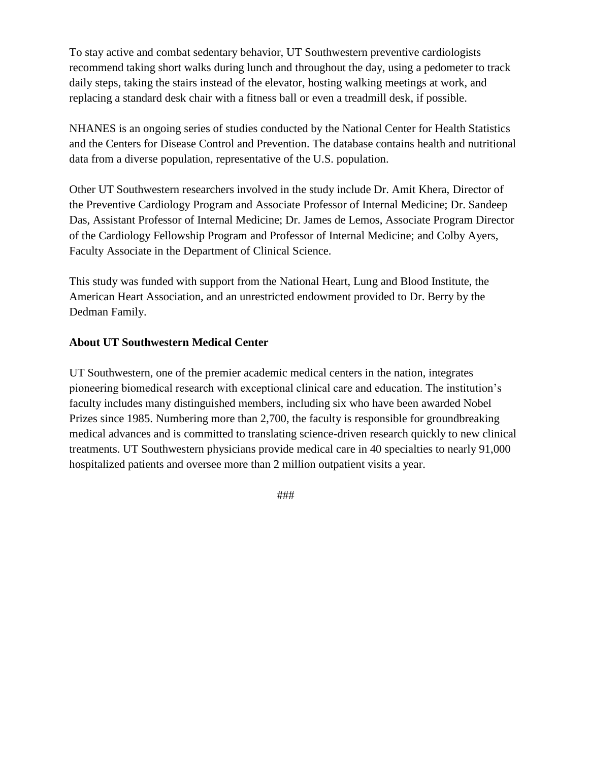To stay active and combat sedentary behavior, UT Southwestern preventive cardiologists recommend taking short walks during lunch and throughout the day, using a pedometer to track daily steps, taking the stairs instead of the elevator, hosting walking meetings at work, and replacing a standard desk chair with a fitness ball or even a treadmill desk, if possible.

NHANES is an ongoing series of studies conducted by the National Center for Health Statistics and the Centers for Disease Control and Prevention. The database contains health and nutritional data from a diverse population, representative of the U.S. population.

Other UT Southwestern researchers involved in the study include Dr. Amit Khera, Director of the Preventive Cardiology Program and Associate Professor of Internal Medicine; Dr. Sandeep Das, Assistant Professor of Internal Medicine; Dr. James de Lemos, Associate Program Director of the Cardiology Fellowship Program and Professor of Internal Medicine; and Colby Ayers, Faculty Associate in the Department of Clinical Science.

This study was funded with support from the National Heart, Lung and Blood Institute, the American Heart Association, and an unrestricted endowment provided to Dr. Berry by the Dedman Family.

**About UT Southwestern Medical Center**

UT Southwestern, one of the premier academic medical centers in the nation, integrates pioneering biomedical research with exceptional clinical care and education. The institution's faculty includes many distinguished members, including six who have been awarded Nobel Prizes since 1985. Numbering more than 2,700, the faculty is responsible for groundbreaking medical advances and is committed to translating science-driven research quickly to new clinical treatments. UT Southwestern physicians provide medical care in 40 specialties to nearly 91,000 hospitalized patients and oversee more than 2 million outpatient visits a year.

###